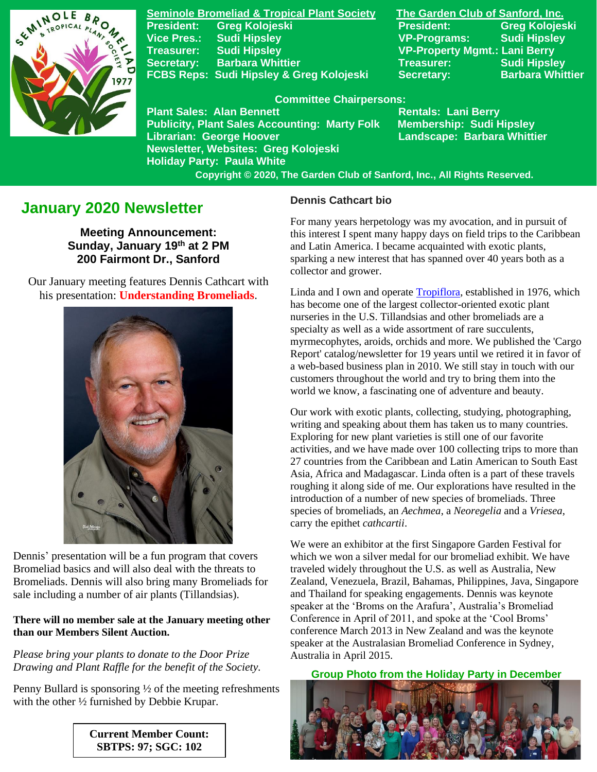**Seminole Bromeliad & Tropical Plant Society**

President: Greg Kolojeski
Vice Pres.: Sudi Hipsley
Treasurer: Sudi Hipsley
Secretary: Barbara Whittier
FCBS Reps: Sudi Hipsley & Greg Kolojeski

**The Garden Club of Sanford, Inc.**

President: Greg Kolojeski
VP-Programs: Sudi Hipsley
VP-Property Mgmt.: Lani Berry
Treasurer: Sudi Hipsley
Secretary: Barbara Whittier

**Committee Chairpersons:**

Plant Sales: Alan Bennett
Publicity, Plant Sales Accounting: Marty Folk
Librarian: George Hoover
Newsletter, Websites: Greg Kolojeski
Holiday Party: Paula White
Rentals: Lani Berry
Membership: Sudi Hipsley
Landscape: Barbara Whittier

Copyright © 2020, The Garden Club of Sanford, Inc., All Rights Reserved.

# January 2020 Newsletter

**Meeting Announcement:**
**Sunday, January 19th at 2 PM**
**200 Fairmont Dr., Sanford**

Our January meeting features Dennis Cathcart with his presentation: **Understanding Bromeliads**.

Dennis' presentation will be a fun program that covers Bromeliad basics and will also deal with the threats to Bromeliads. Dennis will also bring many Bromeliads for sale including a number of air plants (Tillandsias).

**There will no member sale at the January meeting other than our Members Silent Auction.**

*Please bring your plants to donate to the Door Prize Drawing and Plant Raffle for the benefit of the Society.*

Penny Bullard is sponsoring ½ of the meeting refreshments with the other ½ furnished by Debbie Krupar.

**Current Member Count:**
**SBTPS: 97; SGC: 102**

### Dennis Cathcart bio

For many years herpetology was my avocation, and in pursuit of this interest I spent many happy days on field trips to the Caribbean and Latin America. I became acquainted with exotic plants, sparking a new interest that has spanned over 40 years both as a collector and grower.

Linda and I own and operate Tropiflora, established in 1976, which has become one of the largest collector-oriented exotic plant nurseries in the U.S. Tillandsias and other bromeliads are a specialty as well as a wide assortment of rare succulents, myrmecophytes, aroids, orchids and more. We published the 'Cargo Report' catalog/newsletter for 19 years until we retired it in favor of a web-based business plan in 2010. We still stay in touch with our customers throughout the world and try to bring them into the world we know, a fascinating one of adventure and beauty.

Our work with exotic plants, collecting, studying, photographing, writing and speaking about them has taken us to many countries. Exploring for new plant varieties is still one of our favorite activities, and we have made over 100 collecting trips to more than 27 countries from the Caribbean and Latin American to South East Asia, Africa and Madagascar. Linda often is a part of these travels roughing it along side of me. Our explorations have resulted in the introduction of a number of new species of bromeliads. Three species of bromeliads, an *Aechmea*, a *Neoregelia* and a *Vriesea*, carry the epithet *cathcartii*.

We were an exhibitor at the first Singapore Garden Festival for which we won a silver medal for our bromeliad exhibit. We have traveled widely throughout the U.S. as well as Australia, New Zealand, Venezuela, Brazil, Bahamas, Philippines, Java, Singapore and Thailand for speaking engagements. Dennis was keynote speaker at the 'Broms on the Arafura', Australia's Bromeliad Conference in April of 2011, and spoke at the 'Cool Broms' conference March 2013 in New Zealand and was the keynote speaker at the Australasian Bromeliad Conference in Sydney, Australia in April 2015.

**Group Photo from the Holiday Party in December**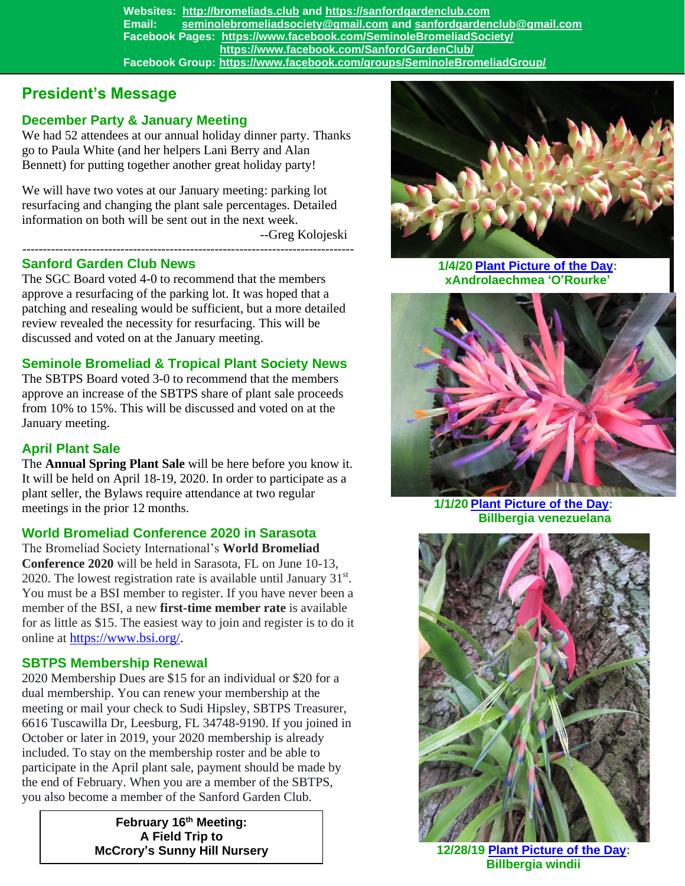**Websites:** http://bromeliads.club and https://sanfordgardenclub.com
**Email:** seminolebromeliadsociety@gmail.com and sanfordgardenclub@gmail.com
**Facebook Pages:** https://www.facebook.com/SeminoleBromeliadSociety/
https://www.facebook.com/SanfordGardenClub/
**Facebook Group:** https://www.facebook.com/groups/SeminoleBromeliadGroup/

## President's Message

### December Party & January Meeting

We had 52 attendees at our annual holiday dinner party. Thanks go to Paula White (and her helpers Lani Berry and Alan Bennett) for putting together another great holiday party!

We will have two votes at our January meeting: parking lot resurfacing and changing the plant sale percentages. Detailed information on both will be sent out in the next week.

--Greg Kolojeski

---

### Sanford Garden Club News

The SGC Board voted 4-0 to recommend that the members approve a resurfacing of the parking lot. It was hoped that a patching and resealing would be sufficient, but a more detailed review revealed the necessity for resurfacing. This will be discussed and voted on at the January meeting.

### Seminole Bromeliad & Tropical Plant Society News

The SBTPS Board voted 3-0 to recommend that the members approve an increase of the SBTPS share of plant sale proceeds from 10% to 15%. This will be discussed and voted on at the January meeting.

### April Plant Sale

The **Annual Spring Plant Sale** will be here before you know it. It will be held on April 18-19, 2020. In order to participate as a plant seller, the Bylaws require attendance at two regular meetings in the prior 12 months.

### World Bromeliad Conference 2020 in Sarasota

The Bromeliad Society International's **World Bromeliad Conference 2020** will be held in Sarasota, FL on June 10-13, 2020. The lowest registration rate is available until January 31st. You must be a BSI member to register. If you have never been a member of the BSI, a new **first-time member rate** is available for as little as $15. The easiest way to join and register is to do it online at https://www.bsi.org/.

### SBTPS Membership Renewal

2020 Membership Dues are $15 for an individual or $20 for a dual membership. You can renew your membership at the meeting or mail your check to Sudi Hipsley, SBTPS Treasurer, 6616 Tuscawilla Dr, Leesburg, FL 34748-9190. If you joined in October or later in 2019, your 2020 membership is already included. To stay on the membership roster and be able to participate in the April plant sale, payment should be made by the end of February. When you are a member of the SBTPS, you also become a member of the Sanford Garden Club.

**February 16th Meeting:**
**A Field Trip to**
**McCrory's Sunny Hill Nursery**

**1/4/20 Plant Picture of the Day: xAndrolaechmea 'O'Rourke'**

**1/1/20 Plant Picture of the Day: Billbergia venezuelana**

**12/28/19 Plant Picture of the Day: Billbergia windii**